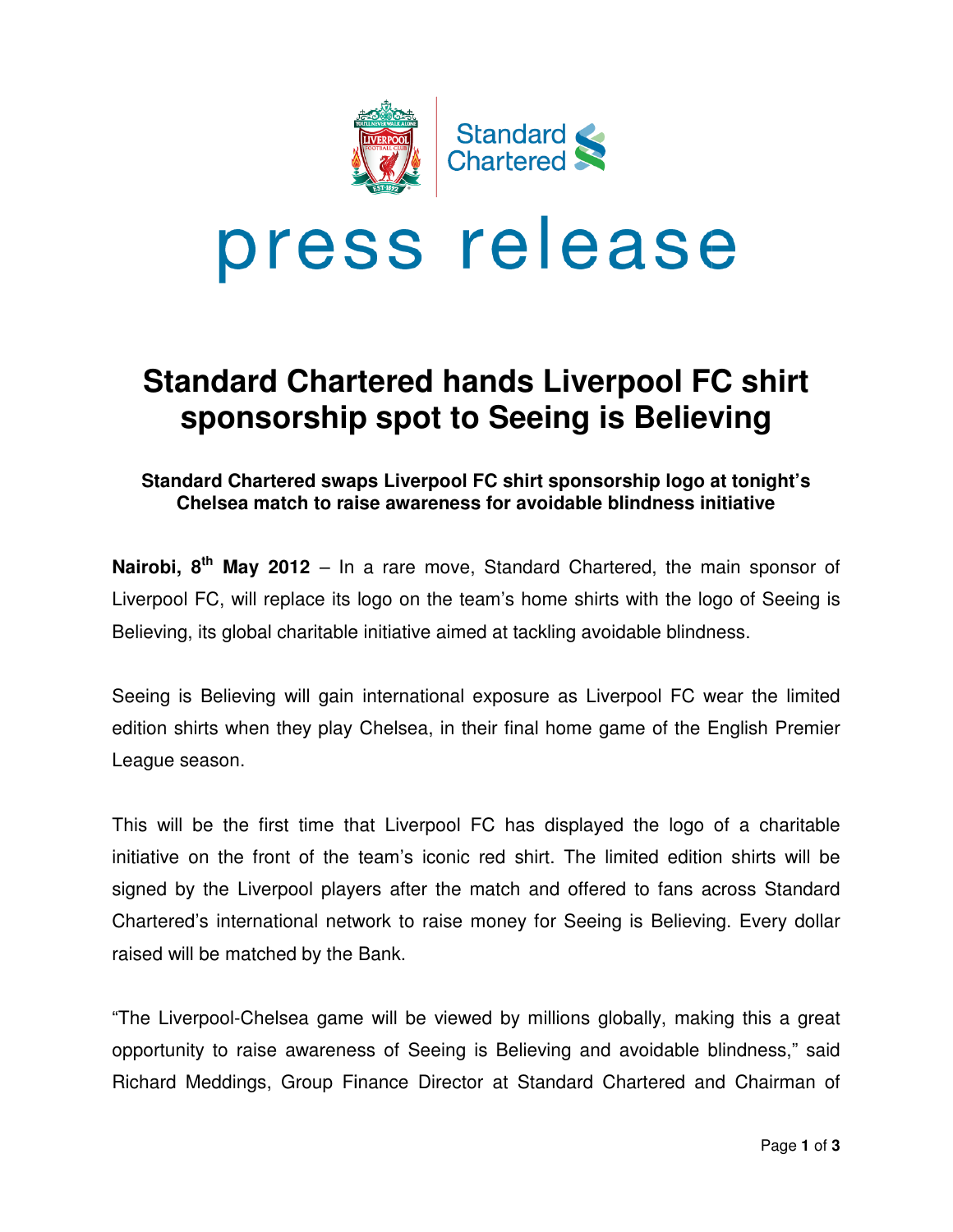# press release

## Standard Chartered hands Liverpool FC shirt sponsorship spot to Seeing is Believing

**Standard Chartered swaps Liverpool FC shirt sponsorship logo at tonight's Chelsea match to raise awareness for avoidable blindness initiative**

**Nairobi, 8th May 2012** – In a rare move, Standard Chartered, the main sponsor of Liverpool FC, will replace its logo on the team's home shirts with the logo of Seeing is Believing, its global charitable initiative aimed at tackling avoidable blindness.

Seeing is Believing will gain international exposure as Liverpool FC wear the limited edition shirts when they play Chelsea, in their final home game of the English Premier League season.

This will be the first time that Liverpool FC has displayed the logo of a charitable initiative on the front of the team's iconic red shirt. The limited edition shirts will be signed by the Liverpool players after the match and offered to fans across Standard Chartered's international network to raise money for Seeing is Believing. Every dollar raised will be matched by the Bank.

"The Liverpool-Chelsea game will be viewed by millions globally, making this a great opportunity to raise awareness of Seeing is Believing and avoidable blindness," said Richard Meddings, Group Finance Director at Standard Chartered and Chairman of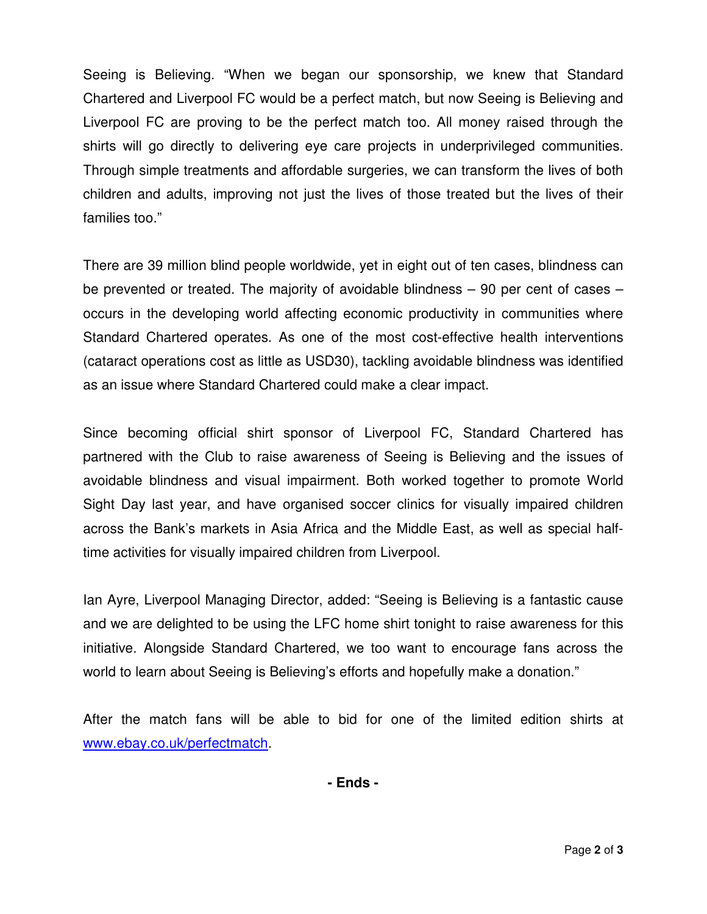Seeing is Believing. "When we began our sponsorship, we knew that Standard Chartered and Liverpool FC would be a perfect match, but now Seeing is Believing and Liverpool FC are proving to be the perfect match too. All money raised through the shirts will go directly to delivering eye care projects in underprivileged communities. Through simple treatments and affordable surgeries, we can transform the lives of both children and adults, improving not just the lives of those treated but the lives of their families too."

There are 39 million blind people worldwide, yet in eight out of ten cases, blindness can be prevented or treated. The majority of avoidable blindness – 90 per cent of cases – occurs in the developing world affecting economic productivity in communities where Standard Chartered operates. As one of the most cost-effective health interventions (cataract operations cost as little as USD30), tackling avoidable blindness was identified as an issue where Standard Chartered could make a clear impact.

Since becoming official shirt sponsor of Liverpool FC, Standard Chartered has partnered with the Club to raise awareness of Seeing is Believing and the issues of avoidable blindness and visual impairment. Both worked together to promote World Sight Day last year, and have organised soccer clinics for visually impaired children across the Bank's markets in Asia Africa and the Middle East, as well as special half-time activities for visually impaired children from Liverpool.

Ian Ayre, Liverpool Managing Director, added: "Seeing is Believing is a fantastic cause and we are delighted to be using the LFC home shirt tonight to raise awareness for this initiative. Alongside Standard Chartered, we too want to encourage fans across the world to learn about Seeing is Believing's efforts and hopefully make a donation."

After the match fans will be able to bid for one of the limited edition shirts at www.ebay.co.uk/perfectmatch.

**- Ends -**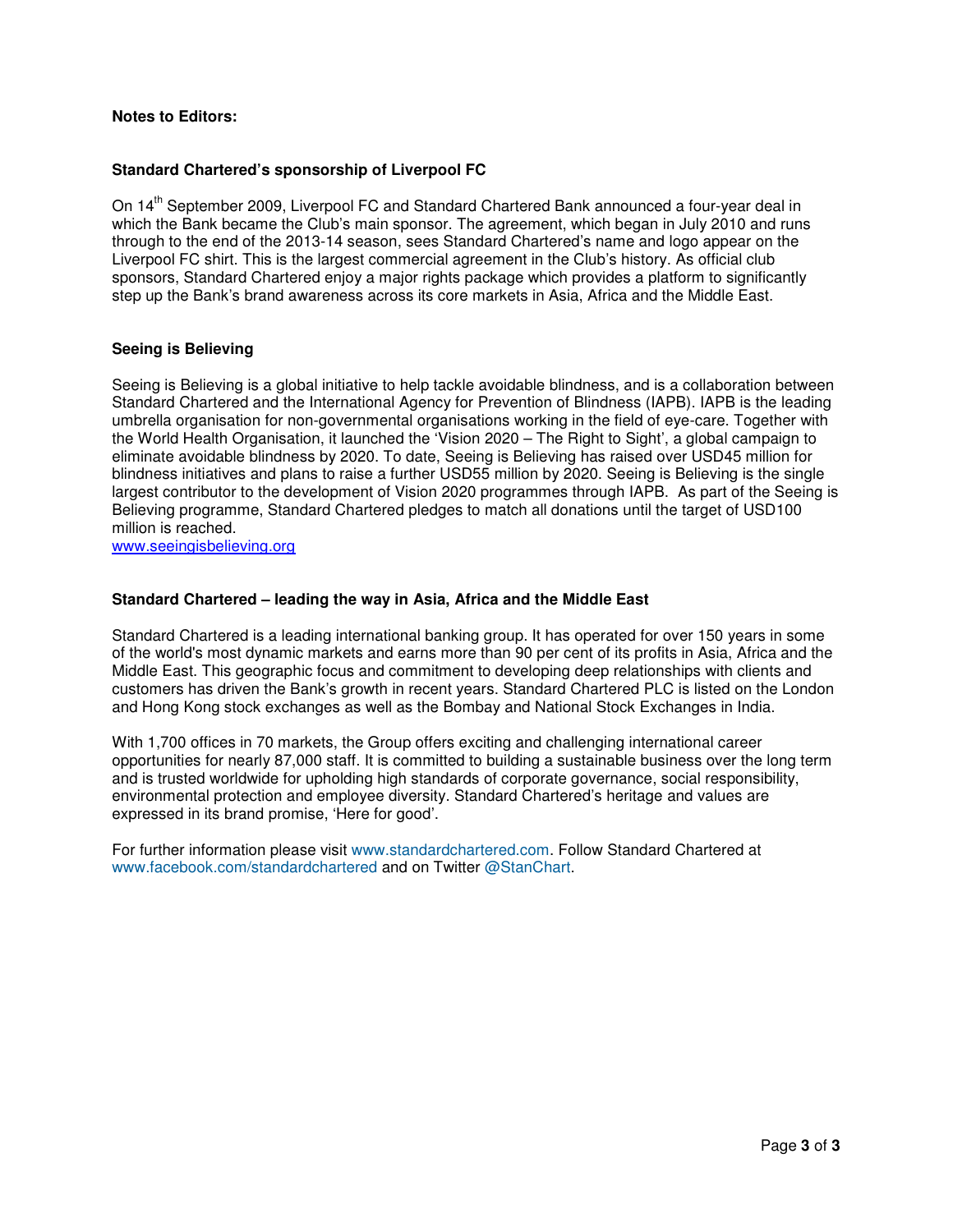**Notes to Editors:**

**Standard Chartered's sponsorship of Liverpool FC**

On 14th September 2009, Liverpool FC and Standard Chartered Bank announced a four-year deal in which the Bank became the Club's main sponsor. The agreement, which began in July 2010 and runs through to the end of the 2013-14 season, sees Standard Chartered's name and logo appear on the Liverpool FC shirt. This is the largest commercial agreement in the Club's history. As official club sponsors, Standard Chartered enjoy a major rights package which provides a platform to significantly step up the Bank's brand awareness across its core markets in Asia, Africa and the Middle East.

**Seeing is Believing**

Seeing is Believing is a global initiative to help tackle avoidable blindness, and is a collaboration between Standard Chartered and the International Agency for Prevention of Blindness (IAPB). IAPB is the leading umbrella organisation for non-governmental organisations working in the field of eye-care. Together with the World Health Organisation, it launched the 'Vision 2020 – The Right to Sight', a global campaign to eliminate avoidable blindness by 2020. To date, Seeing is Believing has raised over USD45 million for blindness initiatives and plans to raise a further USD55 million by 2020. Seeing is Believing is the single largest contributor to the development of Vision 2020 programmes through IAPB. As part of the Seeing is Believing programme, Standard Chartered pledges to match all donations until the target of USD100 million is reached.
www.seeingisbelieving.org

**Standard Chartered – leading the way in Asia, Africa and the Middle East**

Standard Chartered is a leading international banking group. It has operated for over 150 years in some of the world's most dynamic markets and earns more than 90 per cent of its profits in Asia, Africa and the Middle East. This geographic focus and commitment to developing deep relationships with clients and customers has driven the Bank's growth in recent years. Standard Chartered PLC is listed on the London and Hong Kong stock exchanges as well as the Bombay and National Stock Exchanges in India.

With 1,700 offices in 70 markets, the Group offers exciting and challenging international career opportunities for nearly 87,000 staff. It is committed to building a sustainable business over the long term and is trusted worldwide for upholding high standards of corporate governance, social responsibility, environmental protection and employee diversity. Standard Chartered's heritage and values are expressed in its brand promise, 'Here for good'.

For further information please visit www.standardchartered.com. Follow Standard Chartered at www.facebook.com/standardchartered and on Twitter @StanChart.